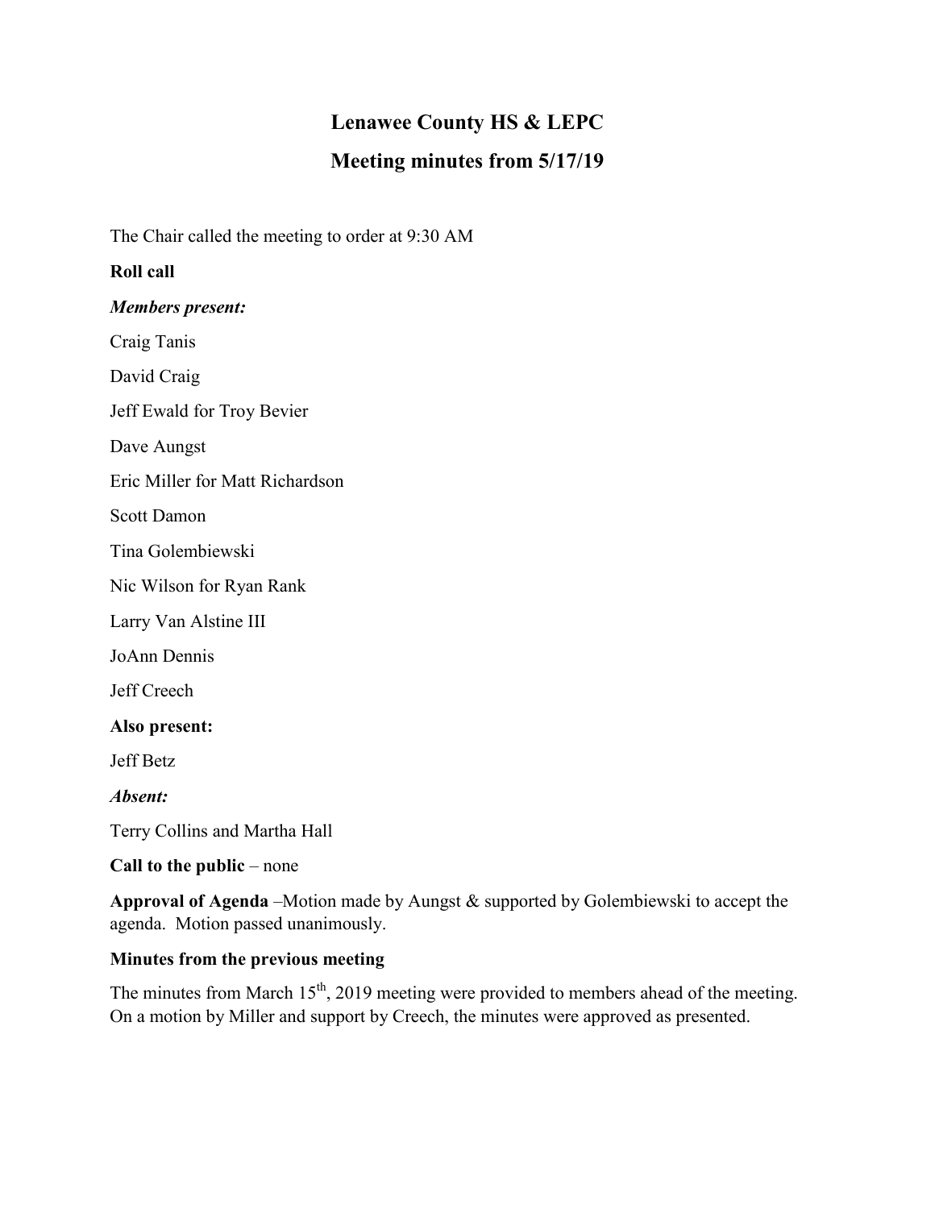# Lenawee County HS & LEPC

## Meeting minutes from 5/17/19

The Chair called the meeting to order at 9:30 AM

**Roll call**

***Members present:***

Craig Tanis

David Craig

Jeff Ewald for Troy Bevier

Dave Aungst

Eric Miller for Matt Richardson

Scott Damon

Tina Golembiewski

Nic Wilson for Ryan Rank

Larry Van Alstine III

JoAnn Dennis

Jeff Creech

**Also present:**

Jeff Betz

***Absent:***

Terry Collins and Martha Hall

**Call to the public** – none

**Approval of Agenda** –Motion made by Aungst & supported by Golembiewski to accept the agenda. Motion passed unanimously.

**Minutes from the previous meeting**

The minutes from March 15th, 2019 meeting were provided to members ahead of the meeting. On a motion by Miller and support by Creech, the minutes were approved as presented.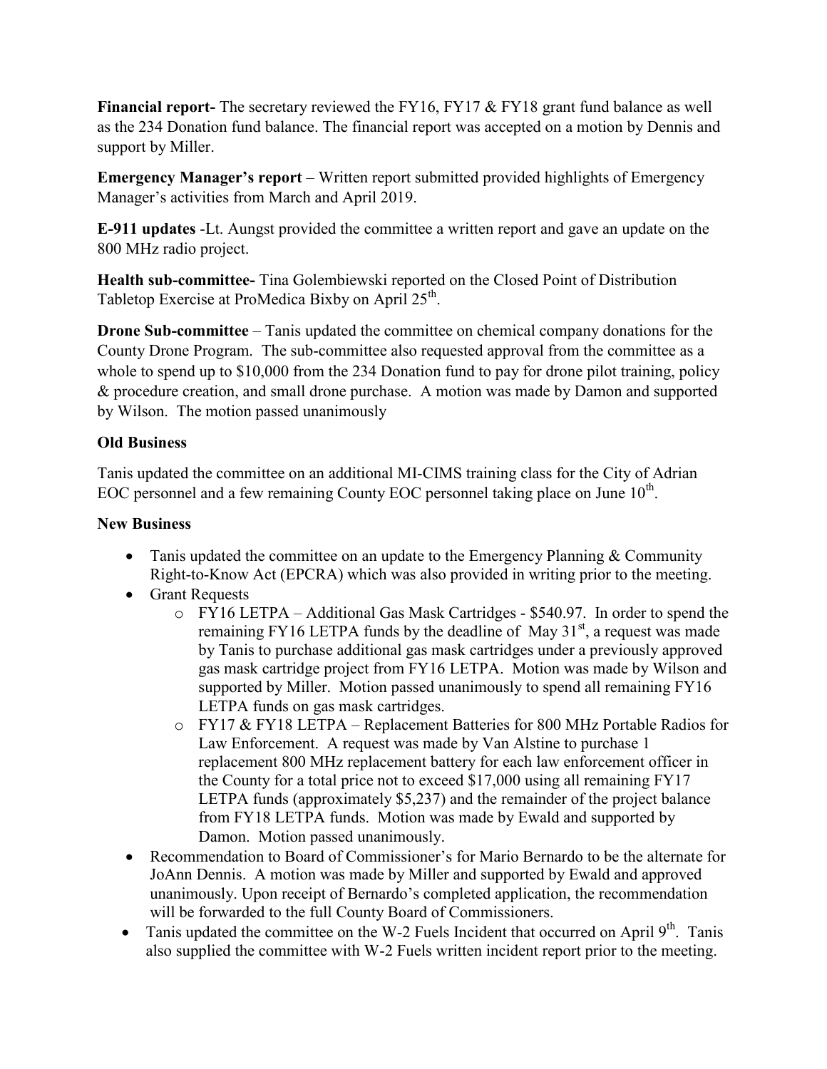**Financial report-** The secretary reviewed the FY16, FY17 & FY18 grant fund balance as well as the 234 Donation fund balance. The financial report was accepted on a motion by Dennis and support by Miller.

**Emergency Manager's report** – Written report submitted provided highlights of Emergency Manager's activities from March and April 2019.

**E-911 updates** -Lt. Aungst provided the committee a written report and gave an update on the 800 MHz radio project.

**Health sub-committee-** Tina Golembiewski reported on the Closed Point of Distribution Tabletop Exercise at ProMedica Bixby on April 25th.

**Drone Sub-committee** – Tanis updated the committee on chemical company donations for the County Drone Program. The sub-committee also requested approval from the committee as a whole to spend up to $10,000 from the 234 Donation fund to pay for drone pilot training, policy & procedure creation, and small drone purchase. A motion was made by Damon and supported by Wilson. The motion passed unanimously

**Old Business**

Tanis updated the committee on an additional MI-CIMS training class for the City of Adrian EOC personnel and a few remaining County EOC personnel taking place on June 10th.

**New Business**

- Tanis updated the committee on an update to the Emergency Planning & Community Right-to-Know Act (EPCRA) which was also provided in writing prior to the meeting.
- Grant Requests
  - FY16 LETPA – Additional Gas Mask Cartridges - $540.97. In order to spend the remaining FY16 LETPA funds by the deadline of May 31st, a request was made by Tanis to purchase additional gas mask cartridges under a previously approved gas mask cartridge project from FY16 LETPA. Motion was made by Wilson and supported by Miller. Motion passed unanimously to spend all remaining FY16 LETPA funds on gas mask cartridges.
  - FY17 & FY18 LETPA – Replacement Batteries for 800 MHz Portable Radios for Law Enforcement. A request was made by Van Alstine to purchase 1 replacement 800 MHz replacement battery for each law enforcement officer in the County for a total price not to exceed $17,000 using all remaining FY17 LETPA funds (approximately $5,237) and the remainder of the project balance from FY18 LETPA funds. Motion was made by Ewald and supported by Damon. Motion passed unanimously.
- Recommendation to Board of Commissioner's for Mario Bernardo to be the alternate for JoAnn Dennis. A motion was made by Miller and supported by Ewald and approved unanimously. Upon receipt of Bernardo's completed application, the recommendation will be forwarded to the full County Board of Commissioners.
- Tanis updated the committee on the W-2 Fuels Incident that occurred on April 9th. Tanis also supplied the committee with W-2 Fuels written incident report prior to the meeting.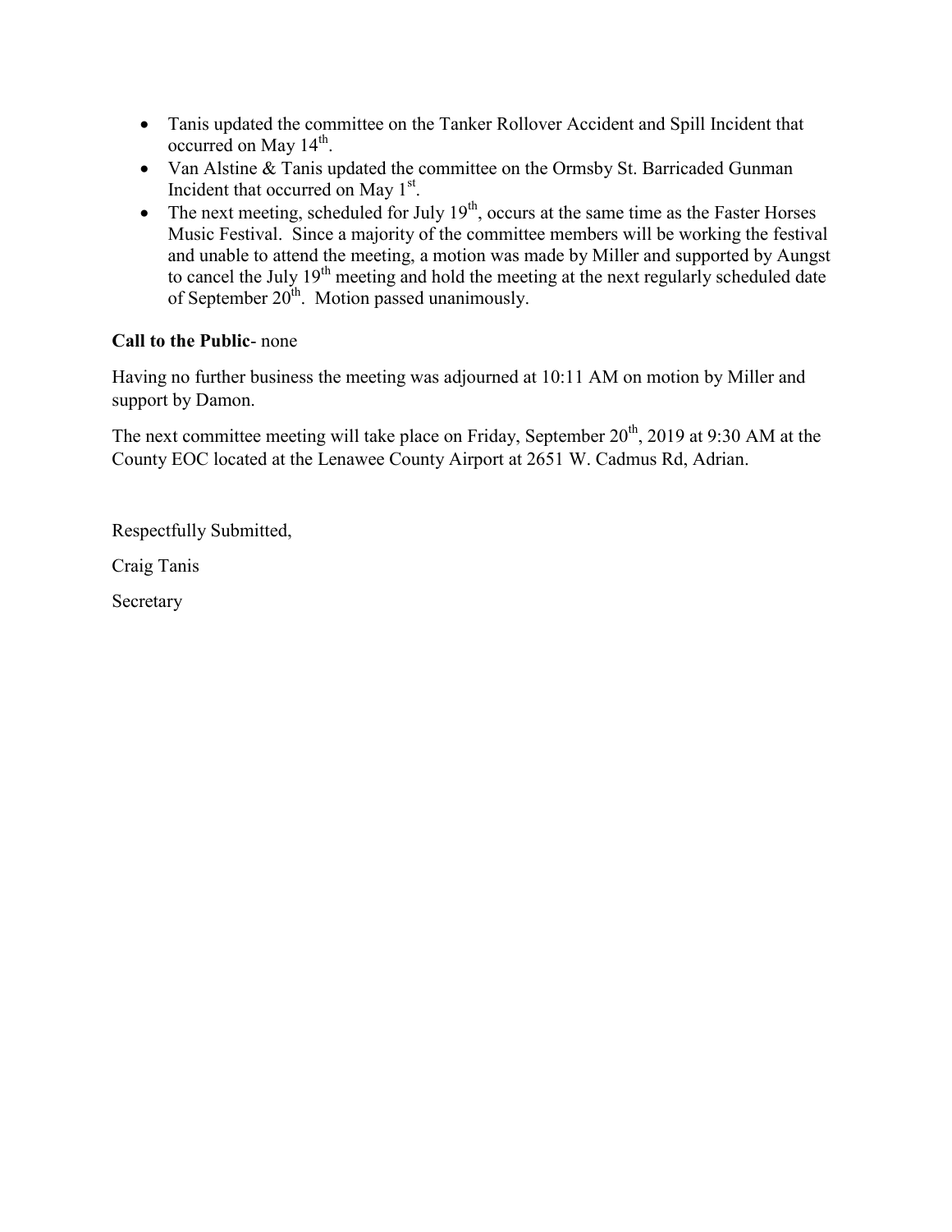- Tanis updated the committee on the Tanker Rollover Accident and Spill Incident that occurred on May 14th.
- Van Alstine & Tanis updated the committee on the Ormsby St. Barricaded Gunman Incident that occurred on May 1st.
- The next meeting, scheduled for July 19th, occurs at the same time as the Faster Horses Music Festival. Since a majority of the committee members will be working the festival and unable to attend the meeting, a motion was made by Miller and supported by Aungst to cancel the July 19th meeting and hold the meeting at the next regularly scheduled date of September 20th. Motion passed unanimously.

**Call to the Public**- none

Having no further business the meeting was adjourned at 10:11 AM on motion by Miller and support by Damon.

The next committee meeting will take place on Friday, September 20th, 2019 at 9:30 AM at the County EOC located at the Lenawee County Airport at 2651 W. Cadmus Rd, Adrian.

Respectfully Submitted,

Craig Tanis

Secretary